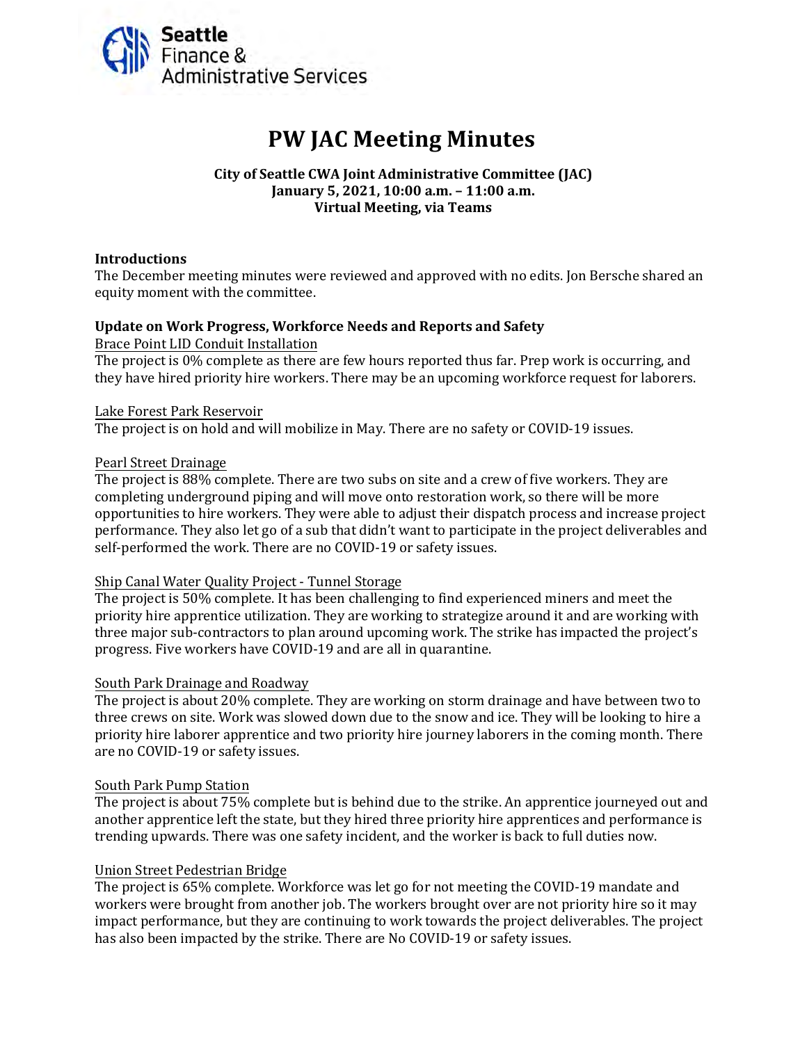Seattle Finance & Administrative Services

# PW JAC Meeting Minutes

**City of Seattle CWA Joint Administrative Committee (JAC)**
**January 5, 2021, 10:00 a.m. – 11:00 a.m.**
**Virtual Meeting, via Teams**

**Introductions**

The December meeting minutes were reviewed and approved with no edits. Jon Bersche shared an equity moment with the committee.

**Update on Work Progress, Workforce Needs and Reports and Safety**

Brace Point LID Conduit Installation

The project is 0% complete as there are few hours reported thus far. Prep work is occurring, and they have hired priority hire workers. There may be an upcoming workforce request for laborers.

Lake Forest Park Reservoir

The project is on hold and will mobilize in May. There are no safety or COVID-19 issues.

Pearl Street Drainage

The project is 88% complete. There are two subs on site and a crew of five workers. They are completing underground piping and will move onto restoration work, so there will be more opportunities to hire workers. They were able to adjust their dispatch process and increase project performance. They also let go of a sub that didn't want to participate in the project deliverables and self-performed the work. There are no COVID-19 or safety issues.

Ship Canal Water Quality Project - Tunnel Storage

The project is 50% complete. It has been challenging to find experienced miners and meet the priority hire apprentice utilization. They are working to strategize around it and are working with three major sub-contractors to plan around upcoming work. The strike has impacted the project's progress. Five workers have COVID-19 and are all in quarantine.

South Park Drainage and Roadway

The project is about 20% complete. They are working on storm drainage and have between two to three crews on site. Work was slowed down due to the snow and ice. They will be looking to hire a priority hire laborer apprentice and two priority hire journey laborers in the coming month. There are no COVID-19 or safety issues.

South Park Pump Station

The project is about 75% complete but is behind due to the strike. An apprentice journeyed out and another apprentice left the state, but they hired three priority hire apprentices and performance is trending upwards. There was one safety incident, and the worker is back to full duties now.

Union Street Pedestrian Bridge

The project is 65% complete. Workforce was let go for not meeting the COVID-19 mandate and workers were brought from another job. The workers brought over are not priority hire so it may impact performance, but they are continuing to work towards the project deliverables. The project has also been impacted by the strike. There are No COVID-19 or safety issues.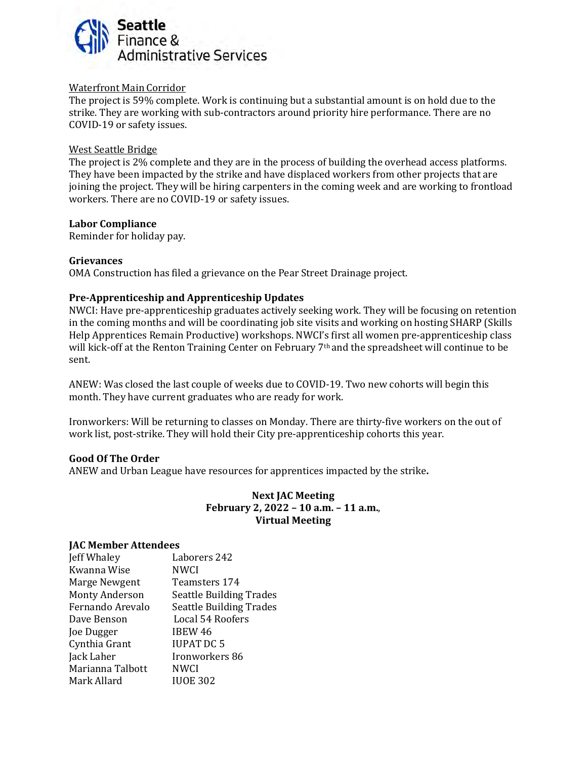Waterfront Main Corridor

The project is 59% complete. Work is continuing but a substantial amount is on hold due to the strike. They are working with sub-contractors around priority hire performance. There are no COVID-19 or safety issues.

West Seattle Bridge

The project is 2% complete and they are in the process of building the overhead access platforms. They have been impacted by the strike and have displaced workers from other projects that are joining the project. They will be hiring carpenters in the coming week and are working to frontload workers. There are no COVID-19 or safety issues.

**Labor Compliance**

Reminder for holiday pay.

**Grievances**

OMA Construction has filed a grievance on the Pear Street Drainage project.

**Pre-Apprenticeship and Apprenticeship Updates**

NWCI: Have pre-apprenticeship graduates actively seeking work. They will be focusing on retention in the coming months and will be coordinating job site visits and working on hosting SHARP (Skills Help Apprentices Remain Productive) workshops. NWCI's first all women pre-apprenticeship class will kick-off at the Renton Training Center on February 7th and the spreadsheet will continue to be sent.

ANEW: Was closed the last couple of weeks due to COVID-19. Two new cohorts will begin this month. They have current graduates who are ready for work.

Ironworkers: Will be returning to classes on Monday. There are thirty-five workers on the out of work list, post-strike. They will hold their City pre-apprenticeship cohorts this year.

**Good Of The Order**

ANEW and Urban League have resources for apprentices impacted by the strike.

**Next JAC Meeting**
**February 2, 2022 – 10 a.m. – 11 a.m.,**
**Virtual Meeting**

**JAC Member Attendees**

| | |
|---|---|
| Jeff Whaley | Laborers 242 |
| Kwanna Wise | NWCI |
| Marge Newgent | Teamsters 174 |
| Monty Anderson | Seattle Building Trades |
| Fernando Arevalo | Seattle Building Trades |
| Dave Benson | Local 54 Roofers |
| Joe Dugger | IBEW 46 |
| Cynthia Grant | IUPAT DC 5 |
| Jack Laher | Ironworkers 86 |
| Marianna Talbott | NWCI |
| Mark Allard | IUOE 302 |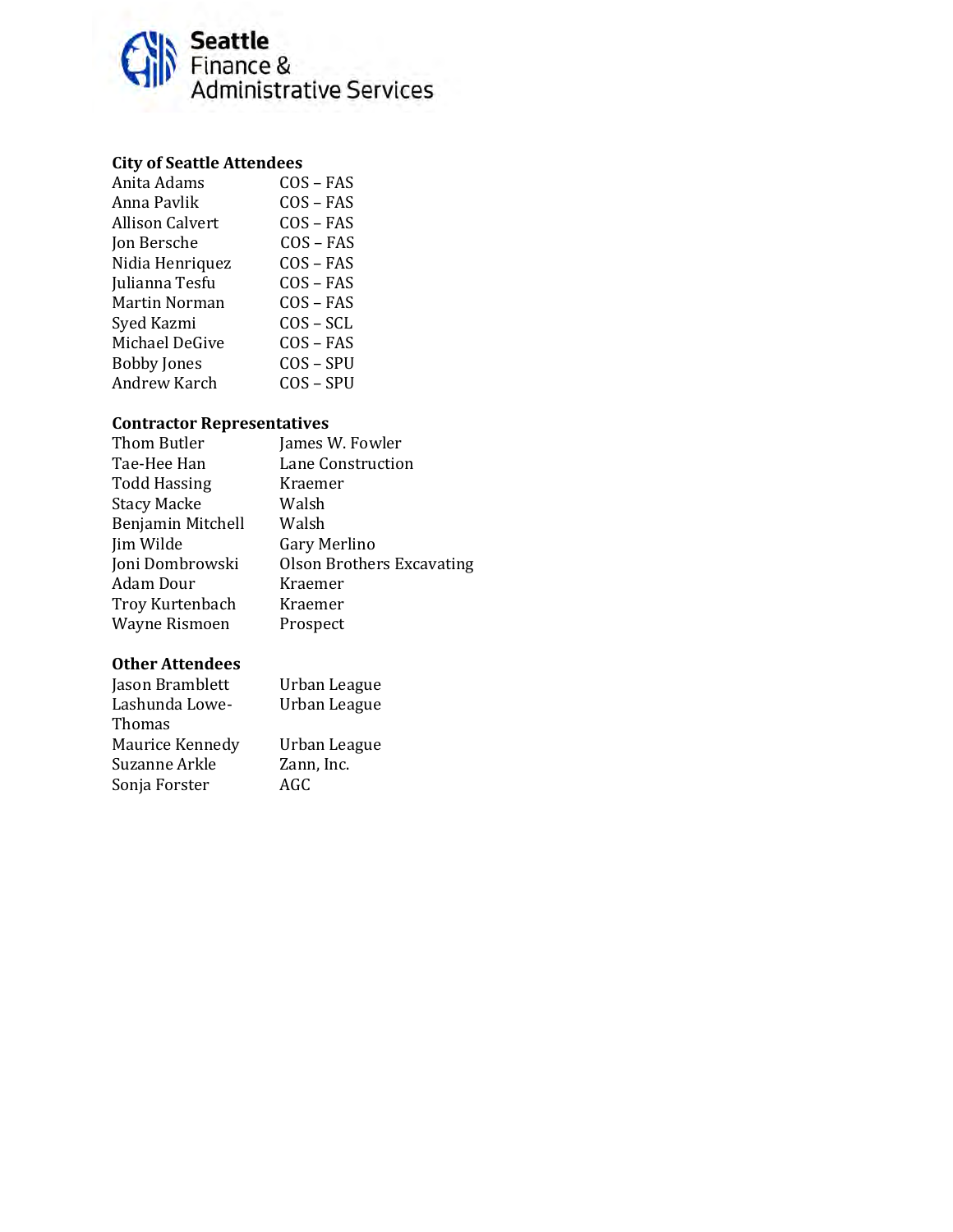Seattle Finance & Administrative Services

**City of Seattle Attendees**

| | |
|---|---|
| Anita Adams | COS – FAS |
| Anna Pavlik | COS – FAS |
| Allison Calvert | COS – FAS |
| Jon Bersche | COS – FAS |
| Nidia Henriquez | COS – FAS |
| Julianna Tesfu | COS – FAS |
| Martin Norman | COS – FAS |
| Syed Kazmi | COS – SCL |
| Michael DeGive | COS – FAS |
| Bobby Jones | COS – SPU |
| Andrew Karch | COS – SPU |

**Contractor Representatives**

| | |
|---|---|
| Thom Butler | James W. Fowler |
| Tae-Hee Han | Lane Construction |
| Todd Hassing | Kraemer |
| Stacy Macke | Walsh |
| Benjamin Mitchell | Walsh |
| Jim Wilde | Gary Merlino |
| Joni Dombrowski | Olson Brothers Excavating |
| Adam Dour | Kraemer |
| Troy Kurtenbach | Kraemer |
| Wayne Rismoen | Prospect |

**Other Attendees**

| | |
|---|---|
| Jason Bramblett | Urban League |
| Lashunda Lowe-Thomas | Urban League |
| Maurice Kennedy | Urban League |
| Suzanne Arkle | Zann, Inc. |
| Sonja Forster | AGC |